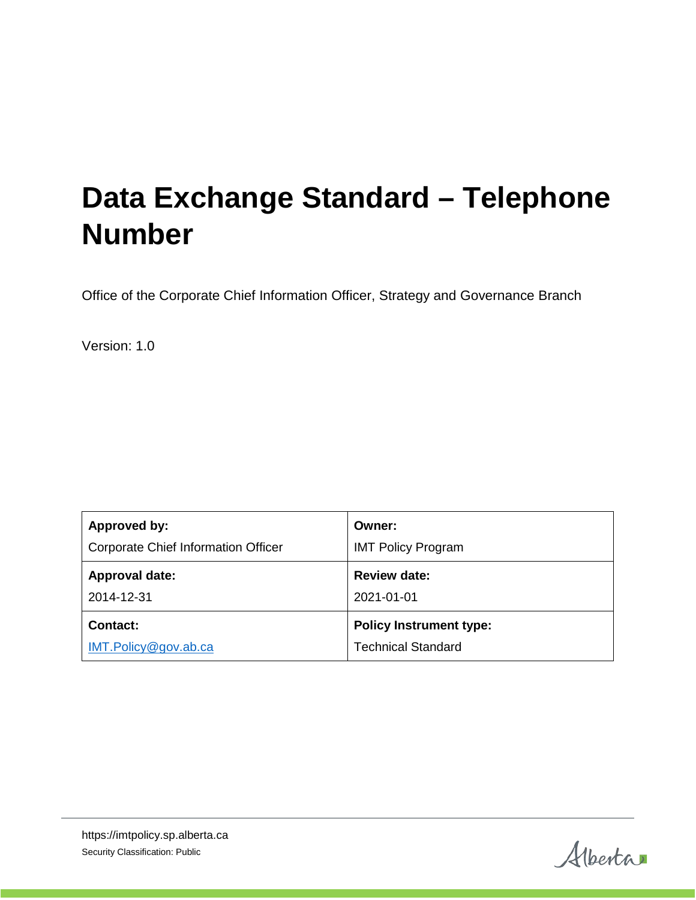# Data Exchange Standard – Telephone Number

Office of the Corporate Chief Information Officer, Strategy and Governance Branch

Version: 1.0

| **Approved by:**<br>Corporate Chief Information Officer | **Owner:**<br>IMT Policy Program |
|---|---|
| **Approval date:**<br>2014-12-31 | **Review date:**<br>2021-01-01 |
| **Contact:**<br>IMT.Policy@gov.ab.ca | **Policy Instrument type:**<br>Technical Standard |

https://imtpolicy.sp.alberta.ca

Security Classification: Public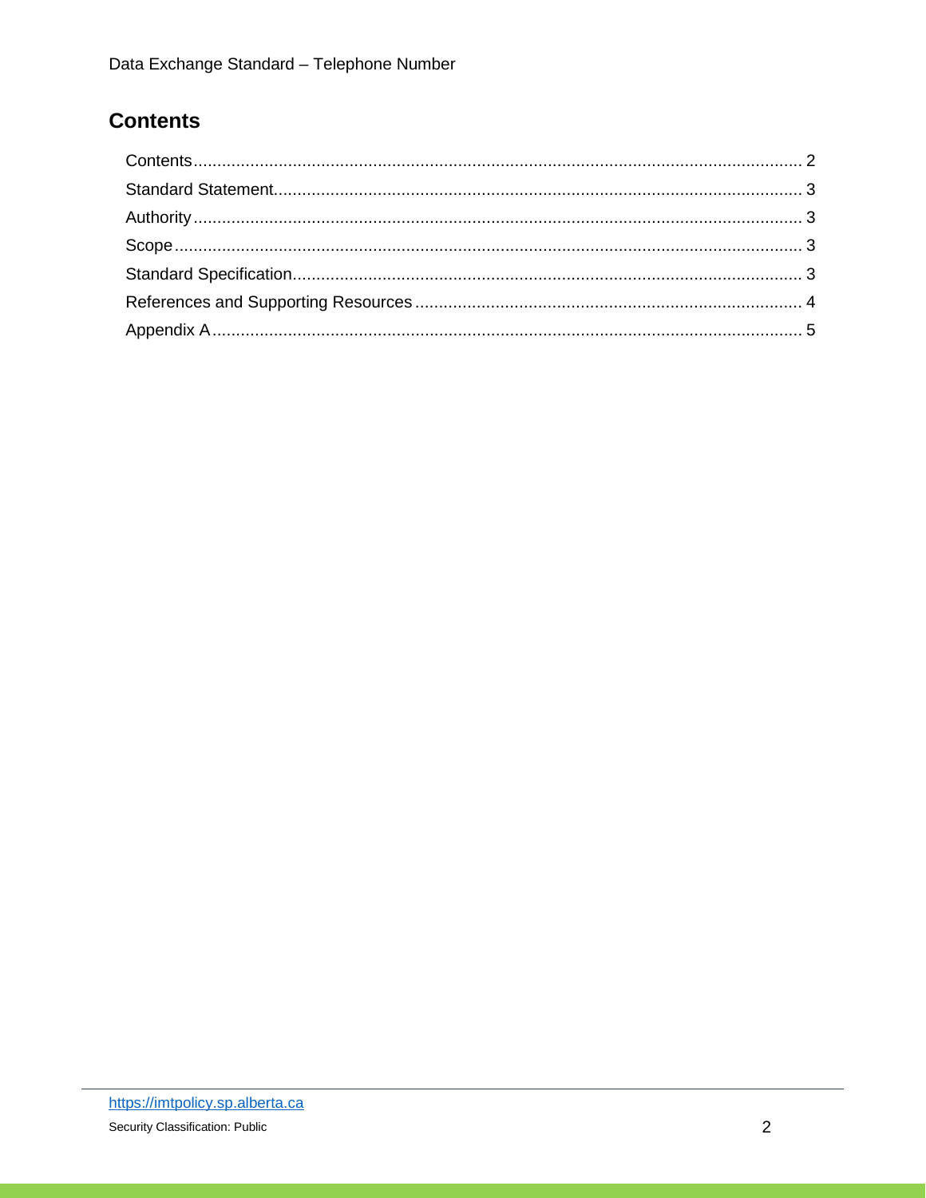## Contents

Contents........................................................................................................................ 2
Standard Statement...................................................................................................... 3
Authority........................................................................................................................ 3
Scope............................................................................................................................. 3
Standard Specification.................................................................................................. 3
References and Supporting Resources........................................................................ 4
Appendix A.................................................................................................................... 5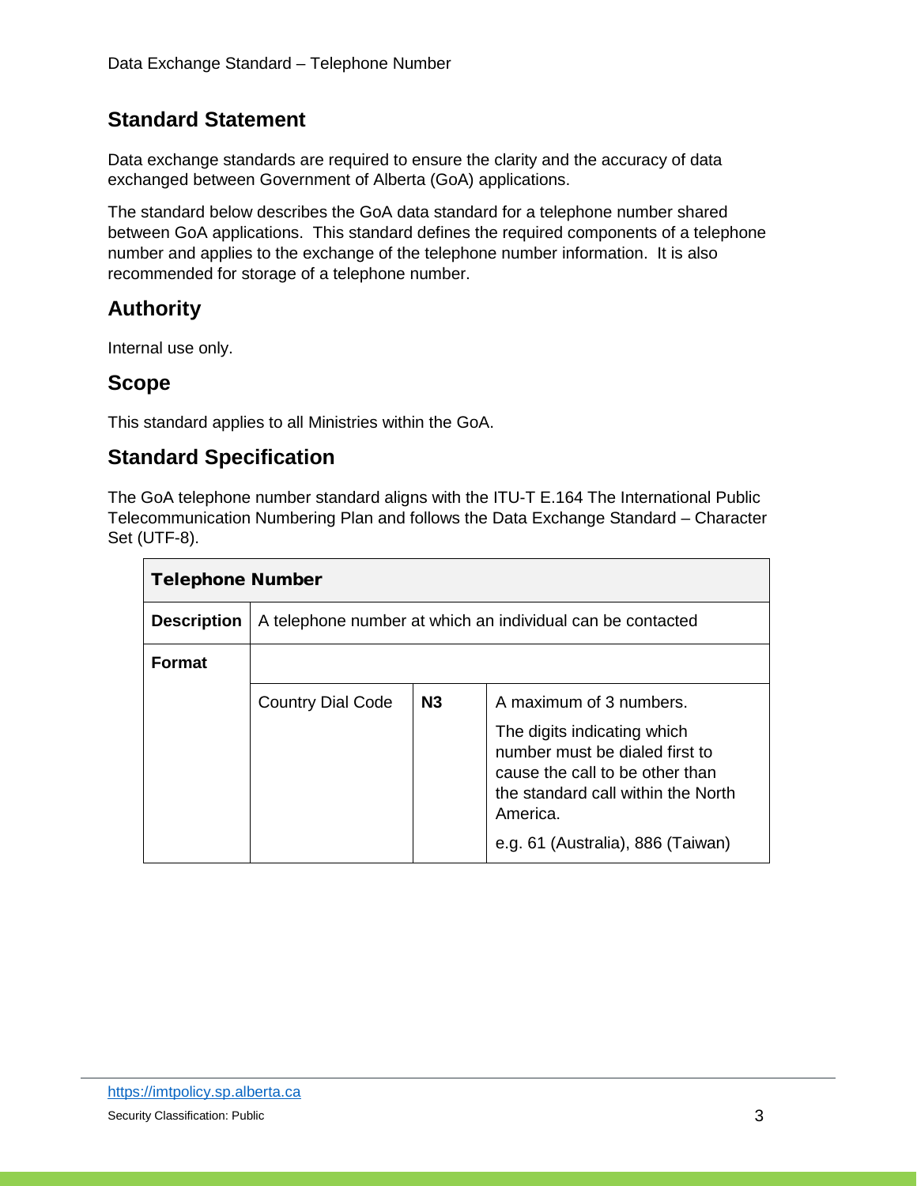## Standard Statement

Data exchange standards are required to ensure the clarity and the accuracy of data exchanged between Government of Alberta (GoA) applications.

The standard below describes the GoA data standard for a telephone number shared between GoA applications. This standard defines the required components of a telephone number and applies to the exchange of the telephone number information. It is also recommended for storage of a telephone number.

## Authority

Internal use only.

## Scope

This standard applies to all Ministries within the GoA.

## Standard Specification

The GoA telephone number standard aligns with the ITU-T E.164 The International Public Telecommunication Numbering Plan and follows the Data Exchange Standard – Character Set (UTF-8).

| **Telephone Number** | | | |
|---|---|---|---|
| **Description** | A telephone number at which an individual can be contacted | | |
| **Format** | | | |
| | Country Dial Code | **N3** | A maximum of 3 numbers.<br><br>The digits indicating which number must be dialed first to cause the call to be other than the standard call within the North America.<br><br>e.g. 61 (Australia), 886 (Taiwan) |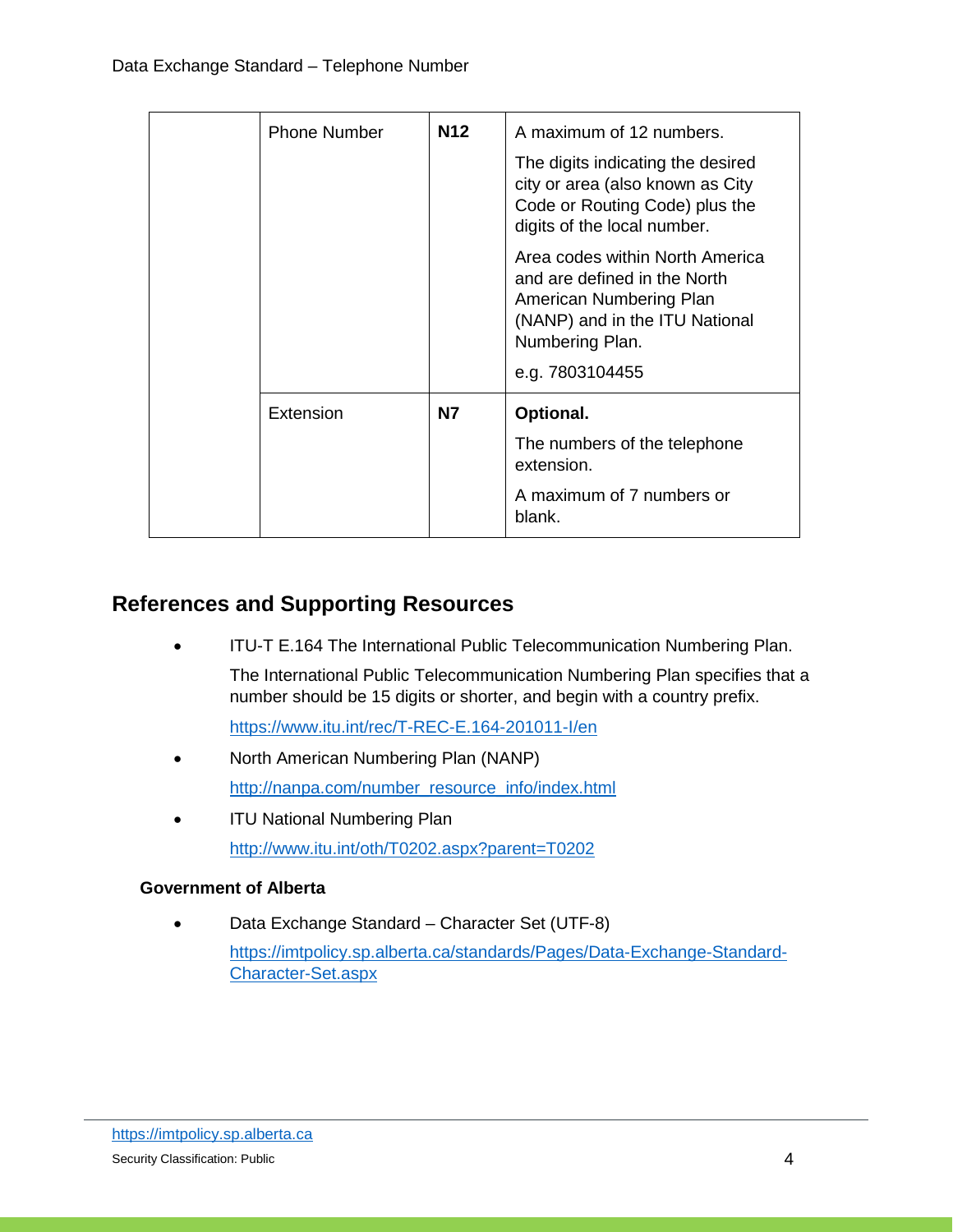| | | | |
|---|---|---|---|
| | Phone Number | **N12** | A maximum of 12 numbers.<br><br>The digits indicating the desired city or area (also known as City Code or Routing Code) plus the digits of the local number.<br><br>Area codes within North America and are defined in the North American Numbering Plan (NANP) and in the ITU National Numbering Plan.<br><br>e.g. 7803104455 |
| | Extension | **N7** | **Optional.**<br><br>The numbers of the telephone extension.<br><br>A maximum of 7 numbers or blank. |

## References and Supporting Resources

- ITU-T E.164 The International Public Telecommunication Numbering Plan.

  The International Public Telecommunication Numbering Plan specifies that a number should be 15 digits or shorter, and begin with a country prefix.

  https://www.itu.int/rec/T-REC-E.164-201011-I/en

- North American Numbering Plan (NANP)

  http://nanpa.com/number_resource_info/index.html

- ITU National Numbering Plan

  http://www.itu.int/oth/T0202.aspx?parent=T0202

### Government of Alberta

- Data Exchange Standard – Character Set (UTF-8)

  https://imtpolicy.sp.alberta.ca/standards/Pages/Data-Exchange-Standard-Character-Set.aspx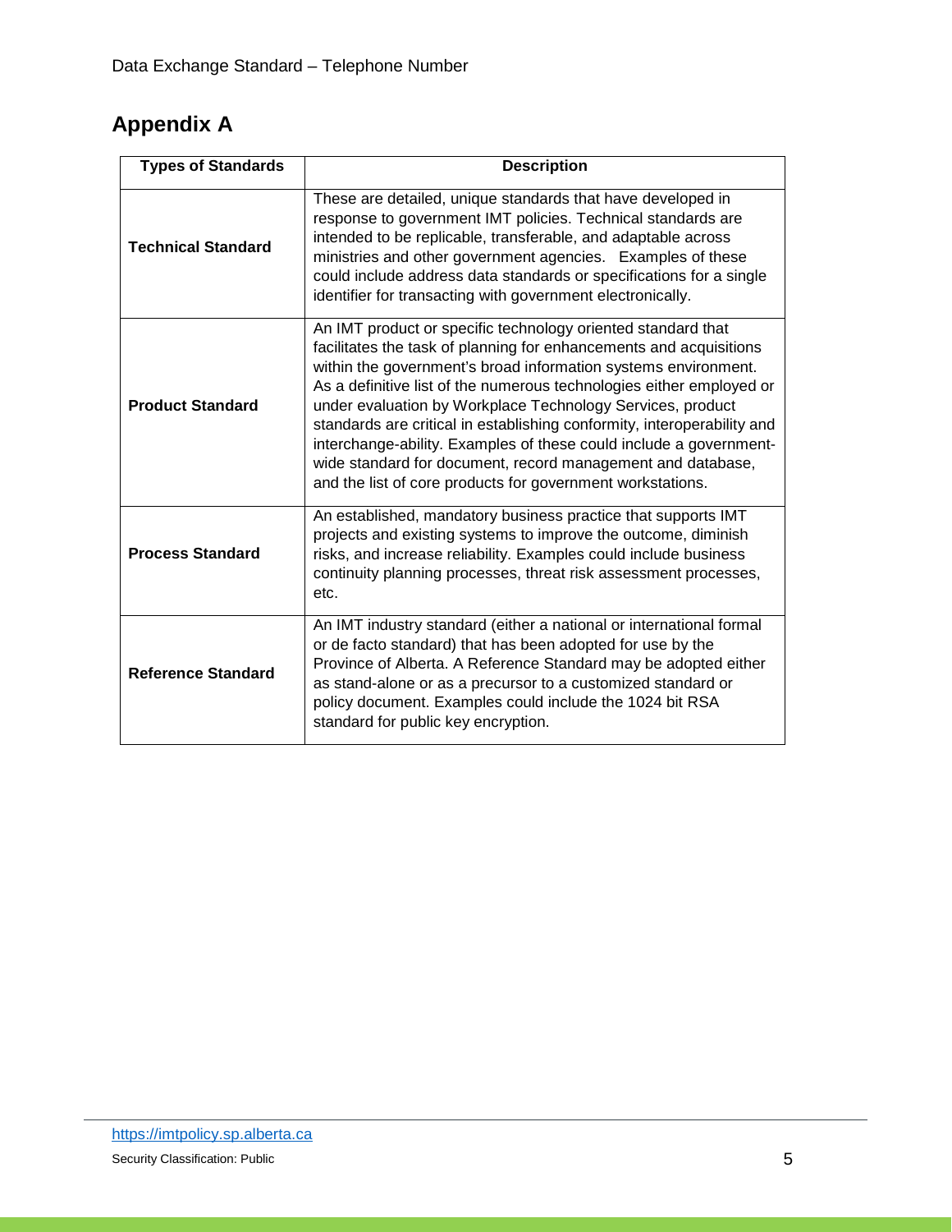## Appendix A

| Types of Standards | Description |
|---|---|
| **Technical Standard** | These are detailed, unique standards that have developed in response to government IMT policies. Technical standards are intended to be replicable, transferable, and adaptable across ministries and other government agencies. Examples of these could include address data standards or specifications for a single identifier for transacting with government electronically. |
| **Product Standard** | An IMT product or specific technology oriented standard that facilitates the task of planning for enhancements and acquisitions within the government's broad information systems environment. As a definitive list of the numerous technologies either employed or under evaluation by Workplace Technology Services, product standards are critical in establishing conformity, interoperability and interchange-ability. Examples of these could include a government-wide standard for document, record management and database, and the list of core products for government workstations. |
| **Process Standard** | An established, mandatory business practice that supports IMT projects and existing systems to improve the outcome, diminish risks, and increase reliability. Examples could include business continuity planning processes, threat risk assessment processes, etc. |
| **Reference Standard** | An IMT industry standard (either a national or international formal or de facto standard) that has been adopted for use by the Province of Alberta. A Reference Standard may be adopted either as stand-alone or as a precursor to a customized standard or policy document. Examples could include the 1024 bit RSA standard for public key encryption. |